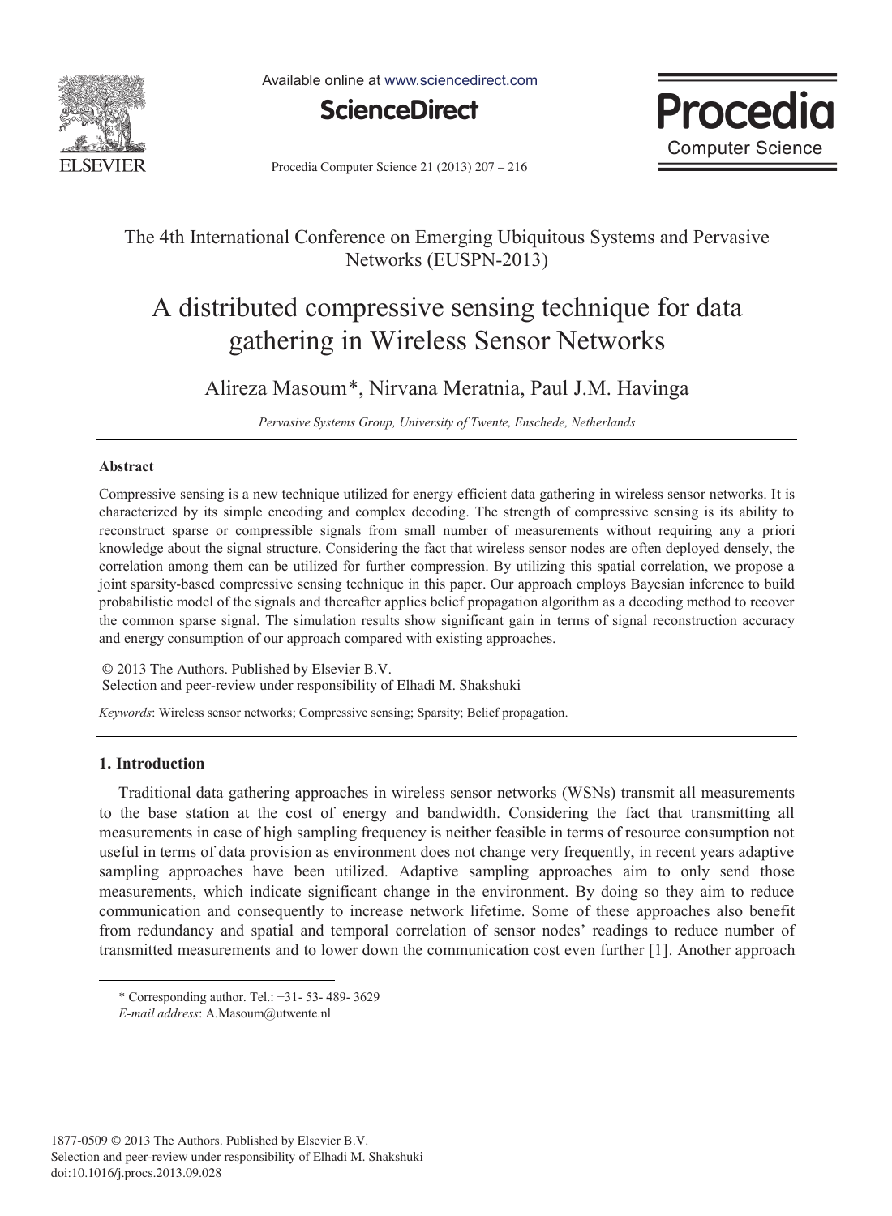The 4th International Conference on Emerging Ubiquitous Systems and Pervasive Networks (EUSPN-2013)

# A distributed compressive sensing technique for data gathering in Wireless Sensor Networks

Alireza Masoum*, Nirvana Meratnia, Paul J.M. Havinga

*Pervasive Systems Group, University of Twente, Enschede, Netherlands*

---

## Abstract

Compressive sensing is a new technique utilized for energy efficient data gathering in wireless sensor networks. It is characterized by its simple encoding and complex decoding. The strength of compressive sensing is its ability to reconstruct sparse or compressible signals from small number of measurements without requiring any a priori knowledge about the signal structure. Considering the fact that wireless sensor nodes are often deployed densely, the correlation among them can be utilized for further compression. By utilizing this spatial correlation, we propose a joint sparsity-based compressive sensing technique in this paper. Our approach employs Bayesian inference to build probabilistic model of the signals and thereafter applies belief propagation algorithm as a decoding method to recover the common sparse signal. The simulation results show significant gain in terms of signal reconstruction accuracy and energy consumption of our approach compared with existing approaches.

© 2013 The Authors. Published by Elsevier B.V.
Selection and peer-review under responsibility of Elhadi M. Shakshuki

*Keywords*: Wireless sensor networks; Compressive sensing; Sparsity; Belief propagation.

---

## 1. Introduction

Traditional data gathering approaches in wireless sensor networks (WSNs) transmit all measurements to the base station at the cost of energy and bandwidth. Considering the fact that transmitting all measurements in case of high sampling frequency is neither feasible in terms of resource consumption not useful in terms of data provision as environment does not change very frequently, in recent years adaptive sampling approaches have been utilized. Adaptive sampling approaches aim to only send those measurements, which indicate significant change in the environment. By doing so they aim to reduce communication and consequently to increase network lifetime. Some of these approaches also benefit from redundancy and spatial and temporal correlation of sensor nodes' readings to reduce number of transmitted measurements and to lower down the communication cost even further [1]. Another approach

---

\* Corresponding author. Tel.: +31- 53- 489- 3629
*E-mail address*: A.Masoum@utwente.nl

1877-0509 © 2013 The Authors. Published by Elsevier B.V.
Selection and peer-review under responsibility of Elhadi M. Shakshuki
doi:10.1016/j.procs.2013.09.028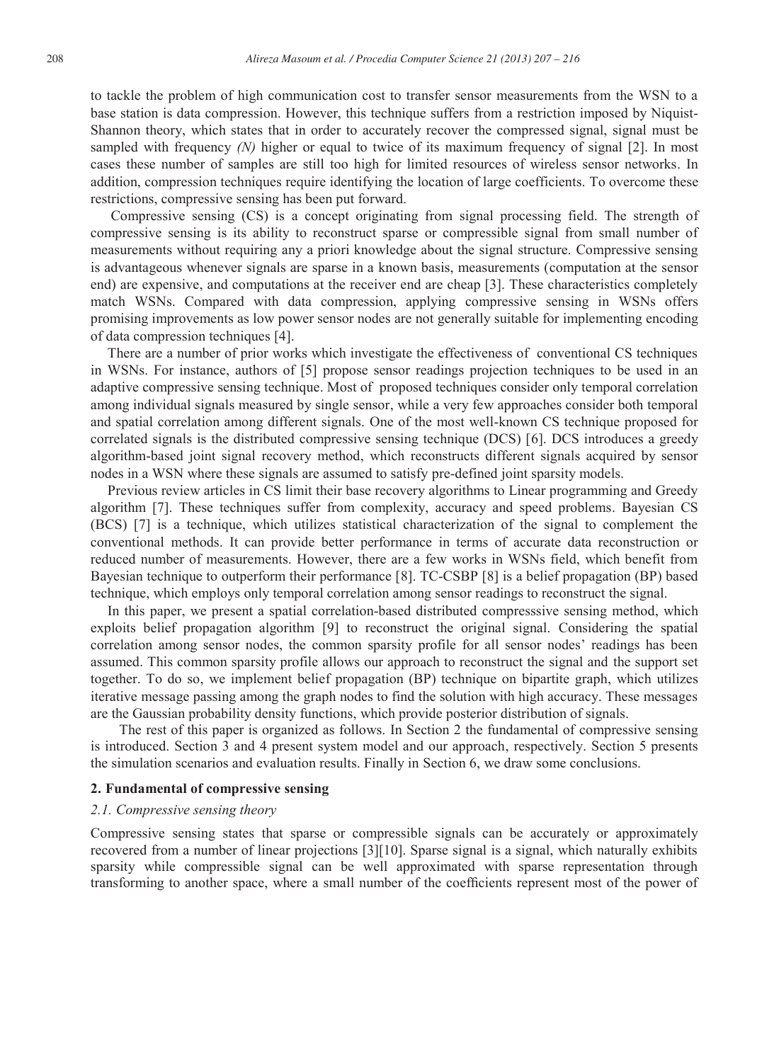to tackle the problem of high communication cost to transfer sensor measurements from the WSN to a base station is data compression. However, this technique suffers from a restriction imposed by Niquist-Shannon theory, which states that in order to accurately recover the compressed signal, signal must be sampled with frequency *(N)* higher or equal to twice of its maximum frequency of signal [2]. In most cases these number of samples are still too high for limited resources of wireless sensor networks. In addition, compression techniques require identifying the location of large coefficients. To overcome these restrictions, compressive sensing has been put forward.

Compressive sensing (CS) is a concept originating from signal processing field. The strength of compressive sensing is its ability to reconstruct sparse or compressible signal from small number of measurements without requiring any a priori knowledge about the signal structure. Compressive sensing is advantageous whenever signals are sparse in a known basis, measurements (computation at the sensor end) are expensive, and computations at the receiver end are cheap [3]. These characteristics completely match WSNs. Compared with data compression, applying compressive sensing in WSNs offers promising improvements as low power sensor nodes are not generally suitable for implementing encoding of data compression techniques [4].

There are a number of prior works which investigate the effectiveness of conventional CS techniques in WSNs. For instance, authors of [5] propose sensor readings projection techniques to be used in an adaptive compressive sensing technique. Most of proposed techniques consider only temporal correlation among individual signals measured by single sensor, while a very few approaches consider both temporal and spatial correlation among different signals. One of the most well-known CS technique proposed for correlated signals is the distributed compressive sensing technique (DCS) [6]. DCS introduces a greedy algorithm-based joint signal recovery method, which reconstructs different signals acquired by sensor nodes in a WSN where these signals are assumed to satisfy pre-defined joint sparsity models.

Previous review articles in CS limit their base recovery algorithms to Linear programming and Greedy algorithm [7]. These techniques suffer from complexity, accuracy and speed problems. Bayesian CS (BCS) [7] is a technique, which utilizes statistical characterization of the signal to complement the conventional methods. It can provide better performance in terms of accurate data reconstruction or reduced number of measurements. However, there are a few works in WSNs field, which benefit from Bayesian technique to outperform their performance [8]. TC-CSBP [8] is a belief propagation (BP) based technique, which employs only temporal correlation among sensor readings to reconstruct the signal.

In this paper, we present a spatial correlation-based distributed compresssive sensing method, which exploits belief propagation algorithm [9] to reconstruct the original signal. Considering the spatial correlation among sensor nodes, the common sparsity profile for all sensor nodes' readings has been assumed. This common sparsity profile allows our approach to reconstruct the signal and the support set together. To do so, we implement belief propagation (BP) technique on bipartite graph, which utilizes iterative message passing among the graph nodes to find the solution with high accuracy. These messages are the Gaussian probability density functions, which provide posterior distribution of signals.

The rest of this paper is organized as follows. In Section 2 the fundamental of compressive sensing is introduced. Section 3 and 4 present system model and our approach, respectively. Section 5 presents the simulation scenarios and evaluation results. Finally in Section 6, we draw some conclusions.

## 2. Fundamental of compressive sensing

### *2.1. Compressive sensing theory*

Compressive sensing states that sparse or compressible signals can be accurately or approximately recovered from a number of linear projections [3][10]. Sparse signal is a signal, which naturally exhibits sparsity while compressible signal can be well approximated with sparse representation through transforming to another space, where a small number of the coefficients represent most of the power of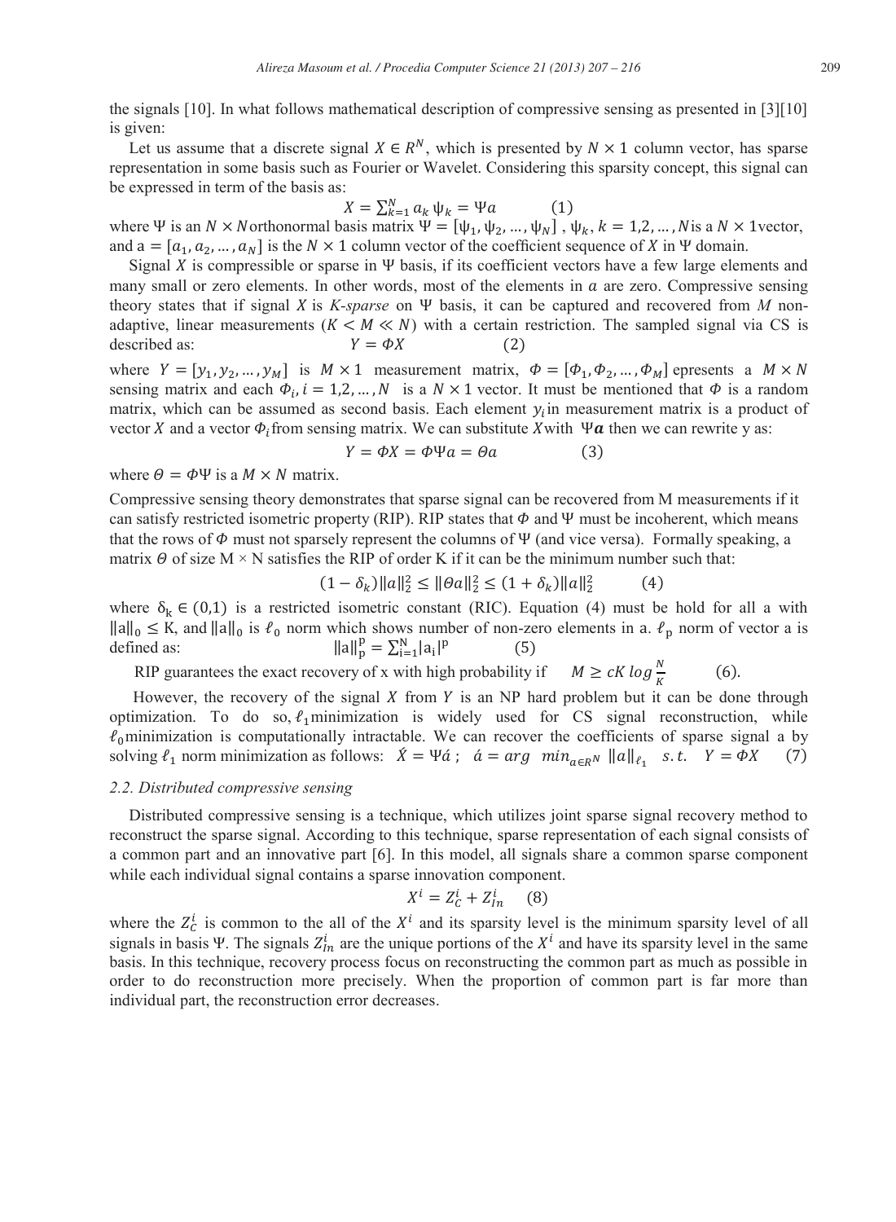the signals [10]. In what follows mathematical description of compressive sensing as presented in [3][10] is given:

Let us assume that a discrete signal $X \in R^N$, which is presented by $N \times 1$ column vector, has sparse representation in some basis such as Fourier or Wavelet. Considering this sparsity concept, this signal can be expressed in term of the basis as:

$$X = \sum_{k=1}^{N} a_k \psi_k = \Psi a \qquad (1)$$

where $\Psi$ is an $N \times N$ orthonormal basis matrix $\Psi = [\psi_1, \psi_2, \dots, \psi_N]$ , $\psi_k$, $k = 1,2, \dots, N$ is a $N \times 1$ vector, and $a = [a_1, a_2, \dots, a_N]$ is the $N \times 1$ column vector of the coefficient sequence of $X$ in $\Psi$ domain.

Signal $X$ is compressible or sparse in $\Psi$ basis, if its coefficient vectors have a few large elements and many small or zero elements. In other words, most of the elements in $a$ are zero. Compressive sensing theory states that if signal $X$ is *K-sparse* on $\Psi$ basis, it can be captured and recovered from $M$ non-adaptive, linear measurements ($K < M \ll N$) with a certain restriction. The sampled signal via CS is described as:

$$Y = \Phi X \qquad (2)$$

where $Y = [y_1, y_2, \dots, y_M]$ is $M \times 1$ measurement matrix, $\Phi = [\Phi_1, \Phi_2, \dots, \Phi_M]$ epresents a $M \times N$ sensing matrix and each $\Phi_i$, $i = 1,2, \dots, N$ is a $N \times 1$ vector. It must be mentioned that $\Phi$ is a random matrix, which can be assumed as second basis. Each element $y_i$ in measurement matrix is a product of vector $X$ and a vector $\Phi_i$ from sensing matrix. We can substitute $X$ with $\Psi \boldsymbol{a}$ then we can rewrite y as:

$$Y = \Phi X = \Phi \Psi a = \Theta a \qquad (3)$$

where $\Theta = \Phi \Psi$ is a $M \times N$ matrix.

Compressive sensing theory demonstrates that sparse signal can be recovered from M measurements if it can satisfy restricted isometric property (RIP). RIP states that $\Phi$ and $\Psi$ must be incoherent, which means that the rows of $\Phi$ must not sparsely represent the columns of $\Psi$ (and vice versa). Formally speaking, a matrix $\Theta$ of size $M \times N$ satisfies the RIP of order K if it can be the minimum number such that:

$$(1 - \delta_k)\|a\|_2^2 \leq \|\Theta a\|_2^2 \leq (1 + \delta_k)\|a\|_2^2 \qquad (4)$$

where $\delta_k \in (0,1)$ is a restricted isometric constant (RIC). Equation (4) must be hold for all a with $\|a\|_0 \leq K$, and $\|a\|_0$ is $\ell_0$ norm which shows number of non-zero elements in a. $\ell_p$ norm of vector a is defined as:

$$\|a\|_p^p = \sum_{i=1}^{N} |a_i|^p \qquad (5)$$

RIP guarantees the exact recovery of x with high probability if $M \geq cK \log \frac{N}{K}$ (6).

However, the recovery of the signal $X$ from $Y$ is an NP hard problem but it can be done through optimization. To do so, $\ell_1$ minimization is widely used for CS signal reconstruction, while $\ell_0$ minimization is computationally intractable. We can recover the coefficients of sparse signal a by solving $\ell_1$ norm minimization as follows: $\acute{X} = \Psi \acute{a}$ ; $\acute{a} = arg \ \ min_{a \in R^N} \|a\|_{\ell_1} \ \ s.t. \ \ Y = \Phi X$ (7)

### 2.2. Distributed compressive sensing

Distributed compressive sensing is a technique, which utilizes joint sparse signal recovery method to reconstruct the sparse signal. According to this technique, sparse representation of each signal consists of a common part and an innovative part [6]. In this model, all signals share a common sparse component while each individual signal contains a sparse innovation component.

$$X^i = Z_C^i + Z_{In}^i \qquad (8)$$

where the $Z_C^i$ is common to the all of the $X^i$ and its sparsity level is the minimum sparsity level of all signals in basis $\Psi$. The signals $Z_{In}^i$ are the unique portions of the $X^i$ and have its sparsity level in the same basis. In this technique, recovery process focus on reconstructing the common part as much as possible in order to do reconstruction more precisely. When the proportion of common part is far more than individual part, the reconstruction error decreases.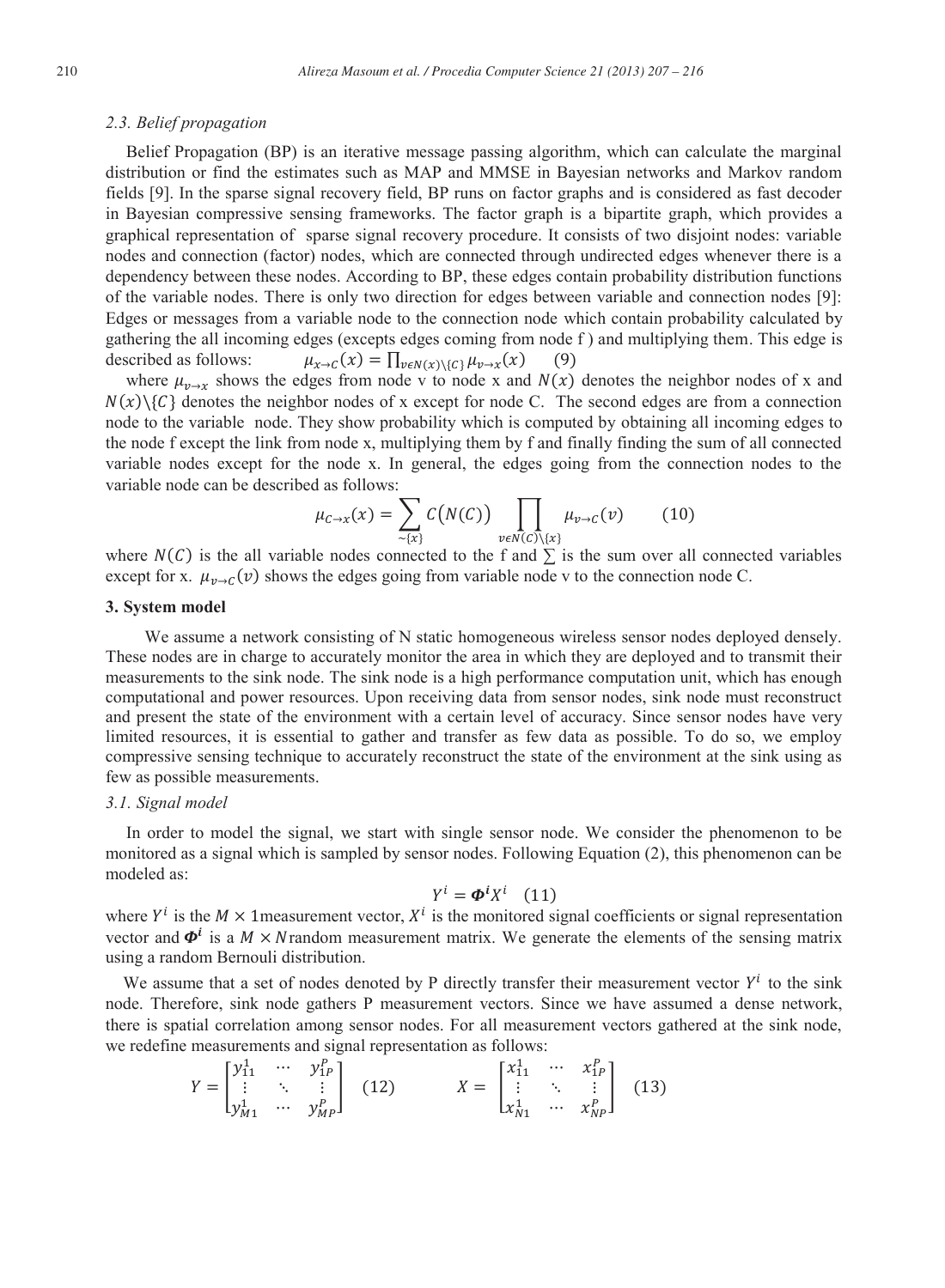### 2.3. Belief propagation

Belief Propagation (BP) is an iterative message passing algorithm, which can calculate the marginal distribution or find the estimates such as MAP and MMSE in Bayesian networks and Markov random fields [9]. In the sparse signal recovery field, BP runs on factor graphs and is considered as fast decoder in Bayesian compressive sensing frameworks. The factor graph is a bipartite graph, which provides a graphical representation of sparse signal recovery procedure. It consists of two disjoint nodes: variable nodes and connection (factor) nodes, which are connected through undirected edges whenever there is a dependency between these nodes. According to BP, these edges contain probability distribution functions of the variable nodes. There is only two direction for edges between variable and connection nodes [9]: Edges or messages from a variable node to the connection node which contain probability calculated by gathering the all incoming edges (excepts edges coming from node f ) and multiplying them. This edge is described as follows: $\mu_{x\to C}(x) = \prod_{v\epsilon N(x)\setminus\{C\}} \mu_{v\to x}(x)$ (9)

where $\mu_{v\to x}$ shows the edges from node v to node x and $N(x)$ denotes the neighbor nodes of x and $N(x)\setminus\{C\}$ denotes the neighbor nodes of x except for node C. The second edges are from a connection node to the variable node. They show probability which is computed by obtaining all incoming edges to the node f except the link from node x, multiplying them by f and finally finding the sum of all connected variable nodes except for the node x. In general, the edges going from the connection nodes to the variable node can be described as follows:

$$\mu_{C\to x}(x) = \sum_{\sim\{x\}} C\big(N(C)\big) \prod_{v\epsilon N(C)\setminus\{x\}} \mu_{v\to C}(v) \qquad (10)$$

where $N(C)$ is the all variable nodes connected to the f and $\sum$ is the sum over all connected variables except for x. $\mu_{v\to C}(v)$ shows the edges going from variable node v to the connection node C.

## 3. System model

We assume a network consisting of N static homogeneous wireless sensor nodes deployed densely. These nodes are in charge to accurately monitor the area in which they are deployed and to transmit their measurements to the sink node. The sink node is a high performance computation unit, which has enough computational and power resources. Upon receiving data from sensor nodes, sink node must reconstruct and present the state of the environment with a certain level of accuracy. Since sensor nodes have very limited resources, it is essential to gather and transfer as few data as possible. To do so, we employ compressive sensing technique to accurately reconstruct the state of the environment at the sink using as few as possible measurements.

### 3.1. Signal model

In order to model the signal, we start with single sensor node. We consider the phenomenon to be monitored as a signal which is sampled by sensor nodes. Following Equation (2), this phenomenon can be modeled as:

$$Y^i = \boldsymbol{\Phi}^i X^i \quad (11)$$

where $Y^i$ is the $M \times 1$measurement vector, $X^i$ is the monitored signal coefficients or signal representation vector and $\boldsymbol{\Phi}^i$ is a $M \times N$random measurement matrix. We generate the elements of the sensing matrix using a random Bernoulli distribution.

We assume that a set of nodes denoted by P directly transfer their measurement vector $Y^i$ to the sink node. Therefore, sink node gathers P measurement vectors. Since we have assumed a dense network, there is spatial correlation among sensor nodes. For all measurement vectors gathered at the sink node, we redefine measurements and signal representation as follows:

$$Y = \begin{bmatrix} y_{11}^1 & \cdots & y_{1P}^P \\ \vdots & \ddots & \vdots \\ y_{M1}^1 & \cdots & y_{MP}^P \end{bmatrix} \quad (12) \qquad X = \begin{bmatrix} x_{11}^1 & \cdots & x_{1P}^P \\ \vdots & \ddots & \vdots \\ x_{N1}^1 & \cdots & x_{NP}^P \end{bmatrix} \quad (13)$$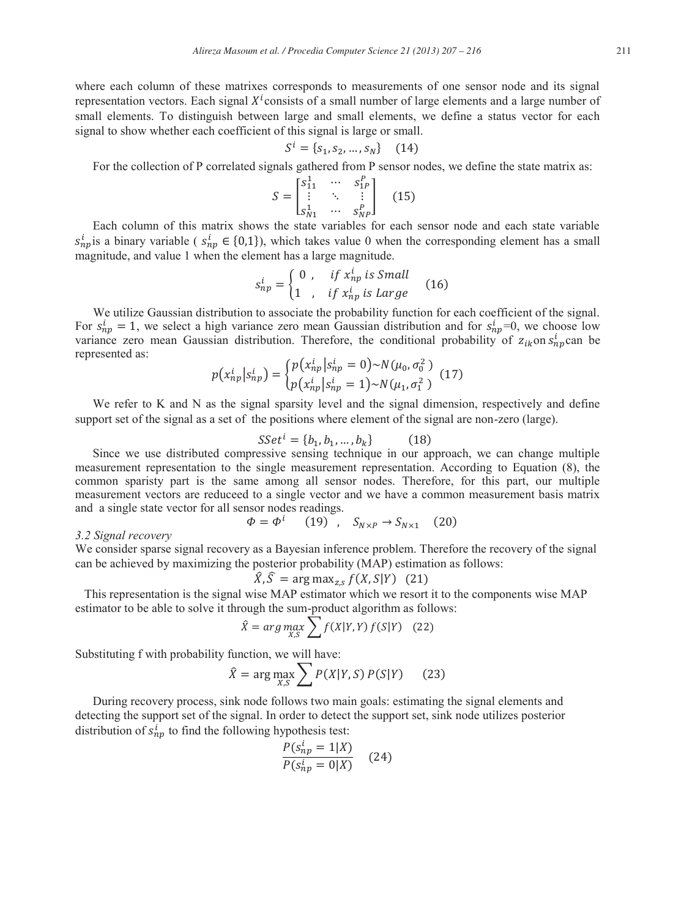where each column of these matrixes corresponds to measurements of one sensor node and its signal representation vectors. Each signal $X^i$ consists of a small number of large elements and a large number of small elements. To distinguish between large and small elements, we define a status vector for each signal to show whether each coefficient of this signal is large or small.

$$S^i = \{s_1, s_2, \dots, s_N\} \quad (14)$$

For the collection of P correlated signals gathered from P sensor nodes, we define the state matrix as:

$$S = \begin{bmatrix} s_{11}^1 & \cdots & s_{1P}^P \\ \vdots & \ddots & \vdots \\ s_{N1}^1 & \cdots & s_{NP}^P \end{bmatrix} \quad (15)$$

Each column of this matrix shows the state variables for each sensor node and each state variable $s_{np}^i$ is a binary variable ( $s_{np}^i \in \{0,1\}$), which takes value 0 when the corresponding element has a small magnitude, and value 1 when the element has a large magnitude.

$$s_{np}^i = \begin{cases} 0 \ , & if\ x_{np}^i\ is\ Small \\ 1 \ , & if\ x_{np}^i\ is\ Large \end{cases} \quad (16)$$

We utilize Gaussian distribution to associate the probability function for each coefficient of the signal. For $s_{np}^i = 1$, we select a high variance zero mean Gaussian distribution and for $s_{np}^i$=0, we choose low variance zero mean Gaussian distribution. Therefore, the conditional probability of $z_{ik}$ on $s_{np}^i$ can be represented as:

$$p(x_{np}^i | s_{np}^i) = \begin{cases} p(x_{np}^i | s_{np}^i = 0) \sim N(\mu_0, \sigma_0^2) \\ p(x_{np}^i | s_{np}^i = 1) \sim N(\mu_1, \sigma_1^2) \end{cases} \quad (17)$$

We refer to K and N as the signal sparsity level and the signal dimension, respectively and define support set of the signal as a set of the positions where element of the signal are non-zero (large).

$$SSet^i = \{b_1, b_1, \dots, b_k\} \quad (18)$$

Since we use distributed compressive sensing technique in our approach, we can change multiple measurement representation to the single measurement representation. According to Equation (8), the common sparisty part is the same among all sensor nodes. Therefore, for this part, our multiple measurement vectors are reduceed to a single vector and we have a common measurement basis matrix and a single state vector for all sensor nodes readings.

$$\Phi = \Phi^i \quad (19) \quad , \quad S_{N\times P} \to S_{N\times 1} \quad (20)$$

*3.2 Signal recovery*

We consider sparse signal recovery as a Bayesian inference problem. Therefore the recovery of the signal can be achieved by maximizing the posterior probability (MAP) estimation as follows:

$$\hat{X}, \hat{S} = \arg\max_{z,s} f(X, S|Y) \quad (21)$$

This representation is the signal wise MAP estimator which we resort it to the components wise MAP estimator to be able to solve it through the sum-product algorithm as follows:

$$\hat{X} = arg \max_{X,S} \sum f(X|Y, Y)\, f(S|Y) \quad (22)$$

Substituting f with probability function, we will have:

$$\hat{X} = \arg\max_{X,S} \sum P(X|Y, S)\, P(S|Y) \quad (23)$$

During recovery process, sink node follows two main goals: estimating the signal elements and detecting the support set of the signal. In order to detect the support set, sink node utilizes posterior distribution of $s_{np}^i$ to find the following hypothesis test:

$$\frac{P(s_{np}^i = 1|X)}{P(s_{np}^i = 0|X)} \quad (24)$$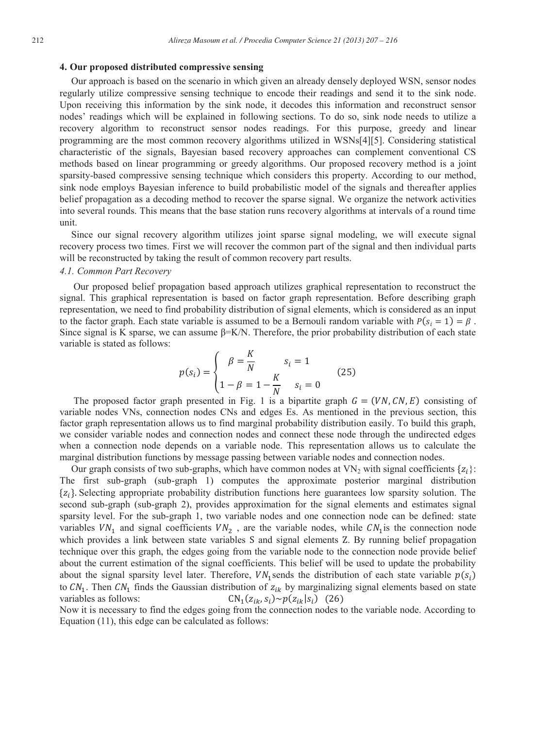## 4. Our proposed distributed compressive sensing

Our approach is based on the scenario in which given an already densely deployed WSN, sensor nodes regularly utilize compressive sensing technique to encode their readings and send it to the sink node. Upon receiving this information by the sink node, it decodes this information and reconstruct sensor nodes' readings which will be explained in following sections. To do so, sink node needs to utilize a recovery algorithm to reconstruct sensor nodes readings. For this purpose, greedy and linear programming are the most common recovery algorithms utilized in WSNs[4][5]. Considering statistical characteristic of the signals, Bayesian based recovery approaches can complement conventional CS methods based on linear programming or greedy algorithms. Our proposed recovery method is a joint sparsity-based compressive sensing technique which considers this property. According to our method, sink node employs Bayesian inference to build probabilistic model of the signals and thereafter applies belief propagation as a decoding method to recover the sparse signal. We organize the network activities into several rounds. This means that the base station runs recovery algorithms at intervals of a round time unit.

Since our signal recovery algorithm utilizes joint sparse signal modeling, we will execute signal recovery process two times. First we will recover the common part of the signal and then individual parts will be reconstructed by taking the result of common recovery part results.

### *4.1. Common Part Recovery*

Our proposed belief propagation based approach utilizes graphical representation to reconstruct the signal. This graphical representation is based on factor graph representation. Before describing graph representation, we need to find probability distribution of signal elements, which is considered as an input to the factor graph. Each state variable is assumed to be a Bernouli random variable with $P(s_i = 1) = \beta$ . Since signal is K sparse, we can assume β=K/N. Therefore, the prior probability distribution of each state variable is stated as follows:

$$p(s_i) = \begin{cases} \beta = \dfrac{K}{N} & s_i = 1 \\ 1 - \beta = 1 - \dfrac{K}{N} & s_i = 0 \end{cases} \quad (25)$$

The proposed factor graph presented in Fig. 1 is a bipartite graph $G = (VN, CN, E)$ consisting of variable nodes VNs, connection nodes CNs and edges Es. As mentioned in the previous section, this factor graph representation allows us to find marginal probability distribution easily. To build this graph, we consider variable nodes and connection nodes and connect these node through the undirected edges when a connection node depends on a variable node. This representation allows us to calculate the marginal distribution functions by message passing between variable nodes and connection nodes.

Our graph consists of two sub-graphs, which have common nodes at $VN_2$ with signal coefficients $\{z_i\}$: The first sub-graph (sub-graph 1) computes the approximate posterior marginal distribution $\{z_i\}$. Selecting appropriate probability distribution functions here guarantees low sparsity solution. The second sub-graph (sub-graph 2), provides approximation for the signal elements and estimates signal sparsity level. For the sub-graph 1, two variable nodes and one connection node can be defined: state variables $VN_1$ and signal coefficients $VN_2$ , are the variable nodes, while $CN_1$ is the connection node which provides a link between state variables S and signal elements Z. By running belief propagation technique over this graph, the edges going from the variable node to the connection node provide belief about the current estimation of the signal coefficients. This belief will be used to update the probability about the signal sparsity level later. Therefore, $VN_1$ sends the distribution of each state variable $p(s_i)$ to $CN_1$. Then $CN_1$ finds the Gaussian distribution of $z_{ik}$ by marginalizing signal elements based on state variables as follows: $\mathrm{CN}_1(z_{ik}, s_i) \sim p(z_{ik}|s_i)$ (26)

Now it is necessary to find the edges going from the connection nodes to the variable node. According to Equation (11), this edge can be calculated as follows: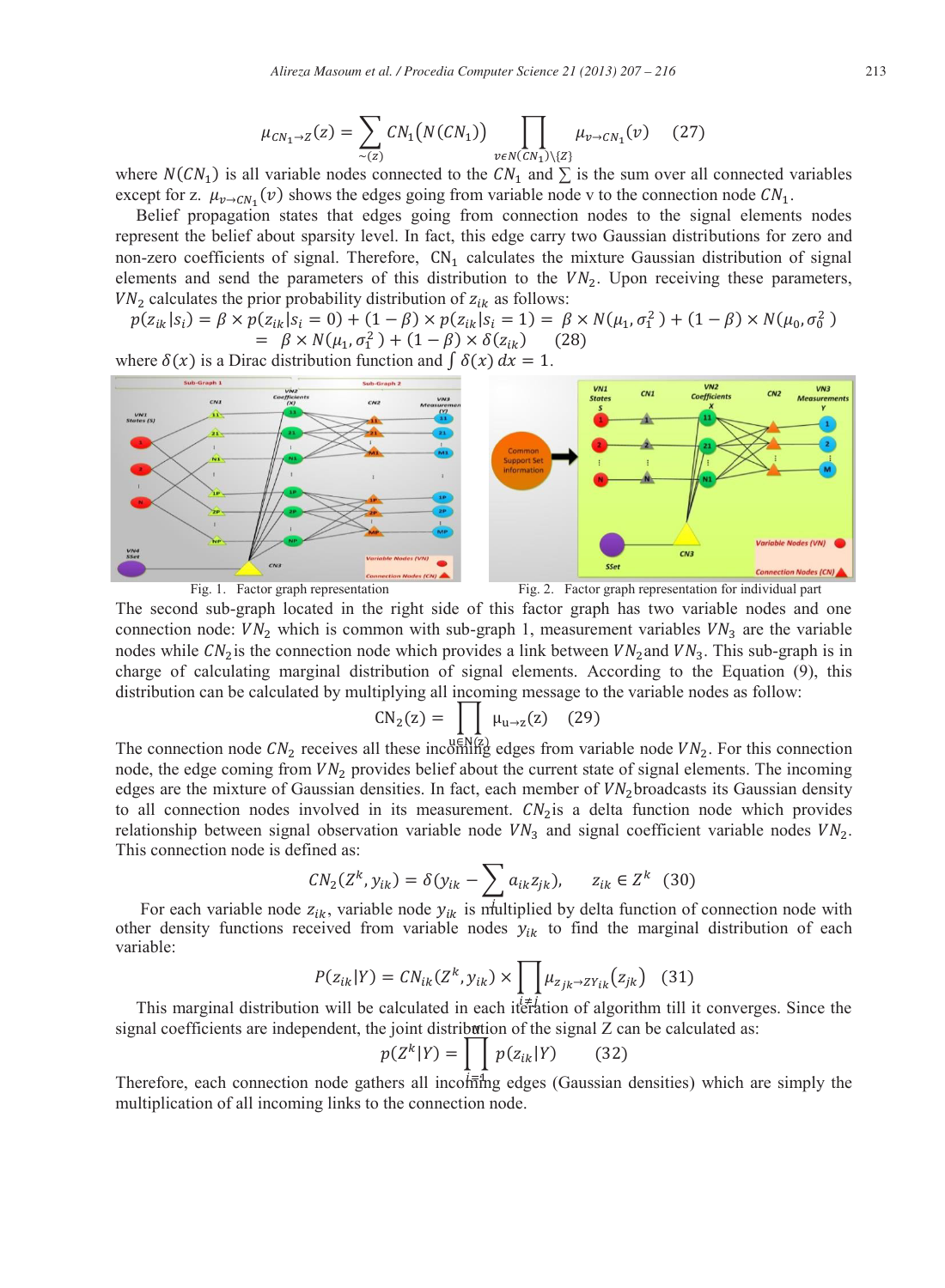$$\mu_{CN_1 \to Z}(z) = \sum_{\sim(z)} CN_1\big(N(CN_1)\big) \prod_{v \in N(CN_1)\setminus\{Z\}} \mu_{v \to CN_1}(v) \quad (27)$$

where $N(CN_1)$ is all variable nodes connected to the $CN_1$ and $\sum$ is the sum over all connected variables except for z. $\mu_{v \to CN_1}(v)$ shows the edges going from variable node v to the connection node $CN_1$.

Belief propagation states that edges going from connection nodes to the signal elements nodes represent the belief about sparsity level. In fact, this edge carry two Gaussian distributions for zero and non-zero coefficients of signal. Therefore, $\mathrm{CN}_1$ calculates the mixture Gaussian distribution of signal elements and send the parameters of this distribution to the $VN_2$. Upon receiving these parameters, $VN_2$ calculates the prior probability distribution of $z_{ik}$ as follows:

$$p(z_{ik}|s_i) = \beta \times p(z_{ik}|s_i = 0) + (1-\beta) \times p(z_{ik}|s_i = 1) = \beta \times N(\mu_1, \sigma_1^2) + (1-\beta) \times N(\mu_0, \sigma_0^2)$$
$$= \beta \times N(\mu_1, \sigma_1^2) + (1-\beta) \times \delta(z_{ik}) \quad (28)$$

where $\delta(x)$ is a Dirac distribution function and $\int \delta(x)\, dx = 1$.

Fig. 1. Factor graph representation

Fig. 2. Factor graph representation for individual part

The second sub-graph located in the right side of this factor graph has two variable nodes and one connection node: $VN_2$ which is common with sub-graph 1, measurement variables $VN_3$ are the variable nodes while $CN_2$ is the connection node which provides a link between $VN_2$ and $VN_3$. This sub-graph is in charge of calculating marginal distribution of signal elements. According to the Equation (9), this distribution can be calculated by multiplying all incoming message to the variable nodes as follow:

$$\mathrm{CN}_2(\mathrm{z}) = \prod_{\mathrm{u} \in \mathrm{N(z)}} \mu_{\mathrm{u} \to \mathrm{z}}(\mathrm{z}) \quad (29)$$

The connection node $CN_2$ receives all these incoming edges from variable node $VN_2$. For this connection node, the edge coming from $VN_2$ provides belief about the current state of signal elements. The incoming edges are the mixture of Gaussian densities. In fact, each member of $VN_2$ broadcasts its Gaussian density to all connection nodes involved in its measurement. $CN_2$ is a delta function node which provides relationship between signal observation variable node $VN_3$ and signal coefficient variable nodes $VN_2$. This connection node is defined as:

$$CN_2(Z^k, y_{ik}) = \delta(y_{ik} - \sum_j a_{ik} z_{jk}), \qquad z_{ik} \in Z^k \quad (30)$$

For each variable node $z_{ik}$, variable node $y_{ik}$ is multiplied by delta function of connection node with other density functions received from variable nodes $y_{ik}$ to find the marginal distribution of each variable:

$$P(z_{ik}|Y) = CN_{ik}(Z^k, y_{ik}) \times \prod_{i \neq j} \mu_{z_{jk} \to ZY_{ik}}(z_{jk}) \quad (31)$$

This marginal distribution will be calculated in each iteration of algorithm till it converges. Since the signal coefficients are independent, the joint distribution of the signal Z can be calculated as:

$$p(Z^k|Y) = \prod_{i=1}^{N} p(z_{ik}|Y) \qquad (32)$$

Therefore, each connection node gathers all incoming edges (Gaussian densities) which are simply the multiplication of all incoming links to the connection node.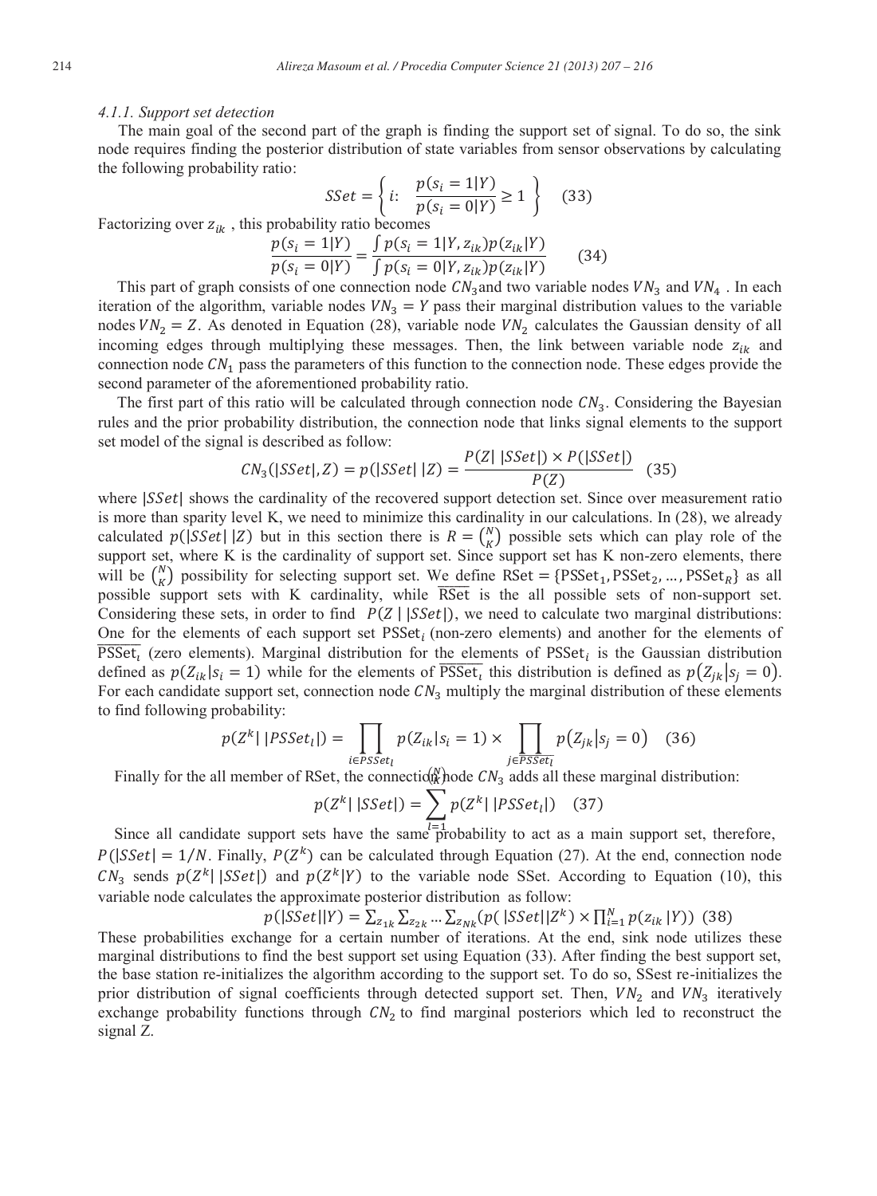#### 4.1.1. Support set detection

The main goal of the second part of the graph is finding the support set of signal. To do so, the sink node requires finding the posterior distribution of state variables from sensor observations by calculating the following probability ratio:

$$SSet = \left\{ i: \quad \frac{p(s_i = 1|Y)}{p(s_i = 0|Y)} \geq 1 \right\} \quad (33)$$

Factorizing over $z_{ik}$ , this probability ratio becomes

$$\frac{p(s_i = 1|Y)}{p(s_i = 0|Y)} = \frac{\int p(s_i = 1|Y, z_{ik}) p(z_{ik}|Y)}{\int p(s_i = 0|Y, z_{ik}) p(z_{ik}|Y)} \quad (34)$$

This part of graph consists of one connection node $CN_3$ and two variable nodes $VN_3$ and $VN_4$ . In each iteration of the algorithm, variable nodes $VN_3 = Y$ pass their marginal distribution values to the variable nodes $VN_2 = Z$. As denoted in Equation (28), variable node $VN_2$ calculates the Gaussian density of all incoming edges through multiplying these messages. Then, the link between variable node $z_{ik}$ and connection node $CN_1$ pass the parameters of this function to the connection node. These edges provide the second parameter of the aforementioned probability ratio.

The first part of this ratio will be calculated through connection node $CN_3$. Considering the Bayesian rules and the prior probability distribution, the connection node that links signal elements to the support set model of the signal is described as follow:

$$CN_3(|SSet|, Z) = p(|SSet|\,|Z) = \frac{P(Z|\,|SSet|) \times P(|SSet|)}{P(Z)} \quad (35)$$

where $|SSet|$ shows the cardinality of the recovered support detection set. Since over measurement ratio is more than sparity level K, we need to minimize this cardinality in our calculations. In (28), we already calculated $p(|SSet|\,|Z)$ but in this section there is $R = \binom{N}{K}$ possible sets which can play role of the support set, where K is the cardinality of support set. Since support set has K non-zero elements, there will be $\binom{N}{K}$ possibility for selecting support set. We define $\text{RSet} = \{\text{PSSet}_1, \text{PSSet}_2, \dots, \text{PSSet}_R\}$ as all possible support sets with K cardinality, while $\overline{\text{RSet}}$ is the all possible sets of non-support set. Considering these sets, in order to find $P(Z\,|\,|SSet|)$, we need to calculate two marginal distributions: One for the elements of each support set $\text{PSSet}_i$ (non-zero elements) and another for the elements of $\overline{\text{PSSet}_\iota}$ (zero elements). Marginal distribution for the elements of $\text{PSSet}_i$ is the Gaussian distribution defined as $p(Z_{ik}|s_i = 1)$ while for the elements of $\overline{\text{PSSet}_\iota}$ this distribution is defined as $p\left(Z_{jk}\middle|s_j = 0\right)$. For each candidate support set, connection node $CN_3$ multiply the marginal distribution of these elements to find following probability:

$$p(Z^k|\,|PSSet_l|) = \prod_{i \in PSSet_l} p(Z_{ik}|s_i = 1) \times \prod_{j \in \overline{PSSet_l}} p\left(Z_{jk}\middle|s_j = 0\right) \quad (36)$$

Finally for the all member of RSet, the connection node $CN_3$ adds all these marginal distribution:

$$p(Z^k|\,|SSet|) = \sum_{l=1}^{\binom{N}{K}} p(Z^k|\,|PSSet_l|) \quad (37)$$

Since all candidate support sets have the same probability to act as a main support set, therefore, $P(|SSet| = 1/N$. Finally, $P(Z^k)$ can be calculated through Equation (27). At the end, connection node $CN_3$ sends $p(Z^k|\,|SSet|)$ and $p(Z^k|Y)$ to the variable node SSet. According to Equation (10), this variable node calculates the approximate posterior distribution as follow:

$$p(|SSet||Y) = \sum_{z_{1k}} \sum_{z_{2k}} \dots \sum_{z_{Nk}} (p(\,|SSet||Z^k) \times \prod_{i=1}^{N} p(z_{ik}\,|Y)) \quad (38)$$

These probabilities exchange for a certain number of iterations. At the end, sink node utilizes these marginal distributions to find the best support set using Equation (33). After finding the best support set, the base station re-initializes the algorithm according to the support set. To do so, SSest re-initializes the prior distribution of signal coefficients through detected support set. Then, $VN_2$ and $VN_3$ iteratively exchange probability functions through $CN_2$ to find marginal posteriors which led to reconstruct the signal Z.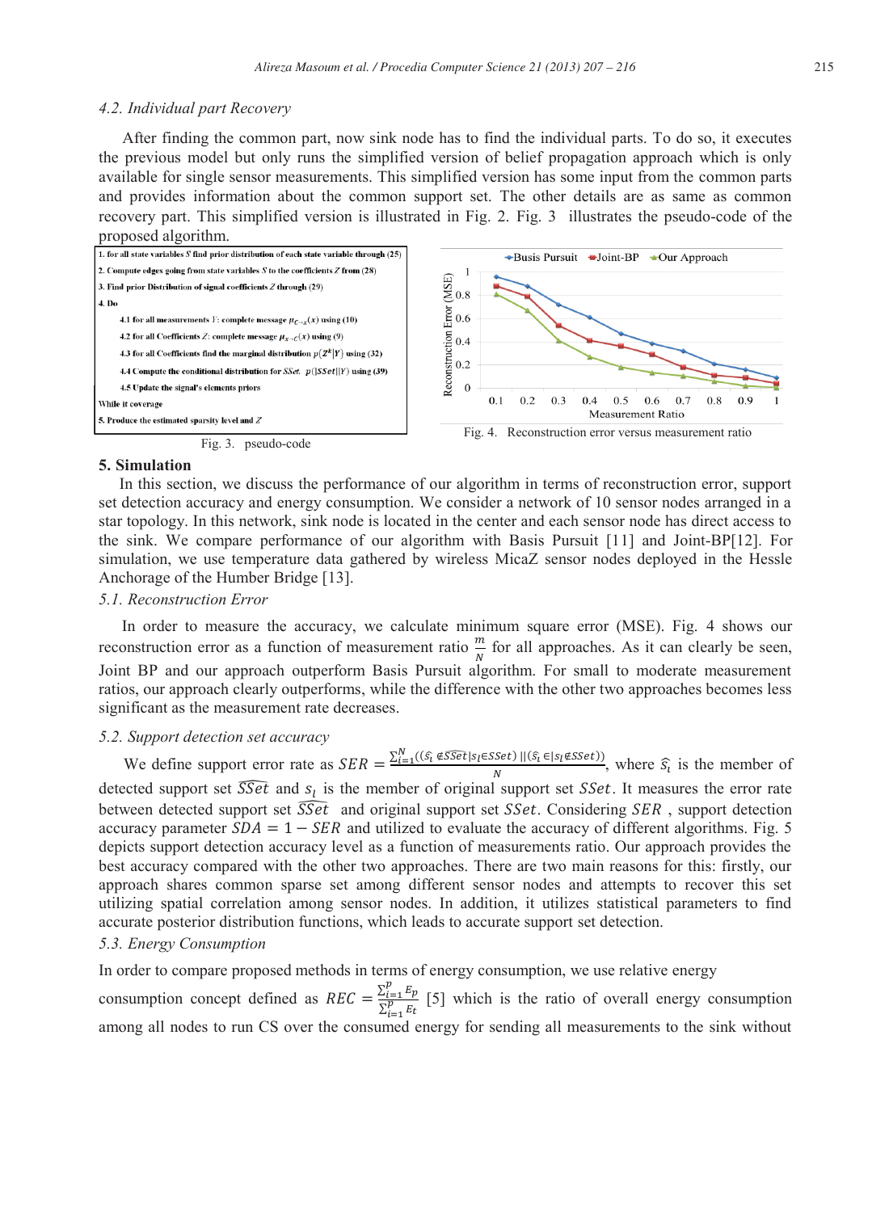### 4.2. Individual part Recovery

After finding the common part, now sink node has to find the individual parts. To do so, it executes the previous model but only runs the simplified version of belief propagation approach which is only available for single sensor measurements. This simplified version has some input from the common parts and provides information about the common support set. The other details are as same as common recovery part. This simplified version is illustrated in Fig. 2. Fig. 3 illustrates the pseudo-code of the proposed algorithm.

```
1. for all state variables S find prior distribution of each state variable through (25)
2. Compute edges going from state variables S to the coefficients Z from (28)
3. Find prior Distribution of signal coefficients Z through (29)
4. Do
   4.1 for all measurements Y: complete message μ_{C→x}(x) using (10)
   4.2 for all Coefficients Z: complete message μ_{x→C}(x) using (9)
   4.3 for all Coefficients find the marginal distribution p(Z^k|Y) using (32)
   4.4 Compute the conditional distribution for SSet. p(|SSet||Y) using (39)
   4.5 Update the signal's elements priors
While it coverage
5. Produce the estimated sparsity level and Z
```

Fig. 3. pseudo-code

Fig. 4. Reconstruction error versus measurement ratio

## 5. Simulation

In this section, we discuss the performance of our algorithm in terms of reconstruction error, support set detection accuracy and energy consumption. We consider a network of 10 sensor nodes arranged in a star topology. In this network, sink node is located in the center and each sensor node has direct access to the sink. We compare performance of our algorithm with Basis Pursuit [11] and Joint-BP[12]. For simulation, we use temperature data gathered by wireless MicaZ sensor nodes deployed in the Hessle Anchorage of the Humber Bridge [13].

### 5.1. Reconstruction Error

In order to measure the accuracy, we calculate minimum square error (MSE). Fig. 4 shows our reconstruction error as a function of measurement ratio $\frac{m}{N}$ for all approaches. As it can clearly be seen, Joint BP and our approach outperform Basis Pursuit algorithm. For small to moderate measurement ratios, our approach clearly outperforms, while the difference with the other two approaches becomes less significant as the measurement rate decreases.

### 5.2. Support detection set accuracy

We define support error rate as $SER = \frac{\sum_{i=1}^{N}((\hat{s}_i \notin \widehat{SSet} | s_l \in SSet) || (\hat{s}_i \in | s_l \notin SSet))}{N}$, where $\hat{s}_i$ is the member of detected support set $\widehat{SSet}$ and $s_l$ is the member of original support set $SSet$. It measures the error rate between detected support set $\widehat{SSet}$ and original support set $SSet$. Considering $SER$ , support detection accuracy parameter $SDA = 1 - SER$ and utilized to evaluate the accuracy of different algorithms. Fig. 5 depicts support detection accuracy level as a function of measurements ratio. Our approach provides the best accuracy compared with the other two approaches. There are two main reasons for this: firstly, our approach shares common sparse set among different sensor nodes and attempts to recover this set utilizing spatial correlation among sensor nodes. In addition, it utilizes statistical parameters to find accurate posterior distribution functions, which leads to accurate support set detection.

### 5.3. Energy Consumption

In order to compare proposed methods in terms of energy consumption, we use relative energy consumption concept defined as $REC = \frac{\sum_{i=1}^{p} E_p}{\sum_{i=1}^{p} E_t}$ [5] which is the ratio of overall energy consumption among all nodes to run CS over the consumed energy for sending all measurements to the sink without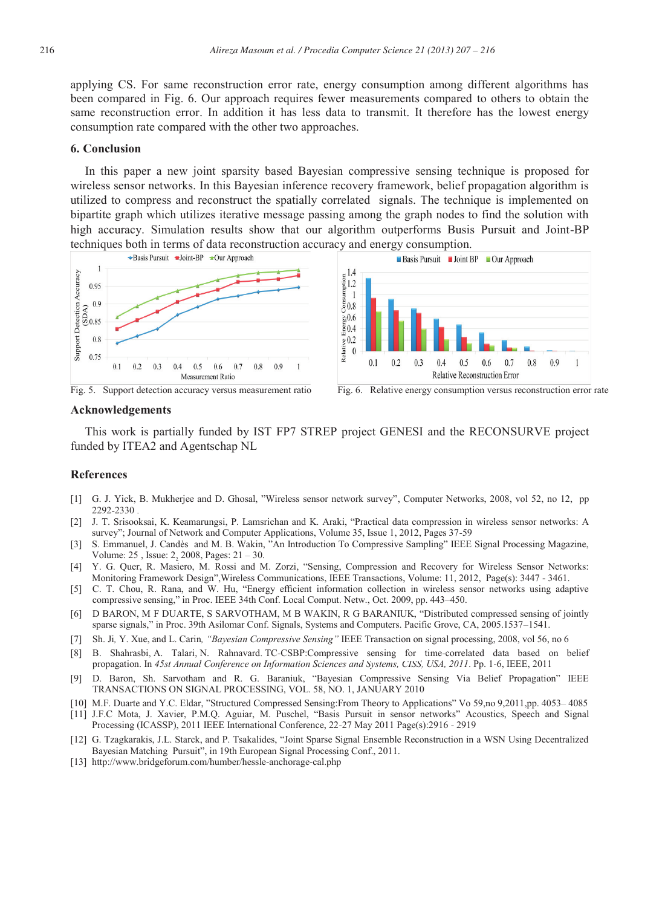applying CS. For same reconstruction error rate, energy consumption among different algorithms has been compared in Fig. 6. Our approach requires fewer measurements compared to others to obtain the same reconstruction error. In addition it has less data to transmit. It therefore has the lowest energy consumption rate compared with the other two approaches.

## 6. Conclusion

In this paper a new joint sparsity based Bayesian compressive sensing technique is proposed for wireless sensor networks. In this Bayesian inference recovery framework, belief propagation algorithm is utilized to compress and reconstruct the spatially correlated signals. The technique is implemented on bipartite graph which utilizes iterative message passing among the graph nodes to find the solution with high accuracy. Simulation results show that our algorithm outperforms Busis Pursuit and Joint-BP techniques both in terms of data reconstruction accuracy and energy consumption.

Basis Pursuit
Joint-BP
Our Approach
Support Detection Accuracy (SDA)
1
0.95
0.9
0.85
0.8
0.75
0.1 0.2 0.3 0.4 0.5 0.6 0.7 0.8 0.9 1
Measurement Ratio

Fig. 5. Support detection accuracy versus measurement ratio

Basis Pursuit
Joint BP
Our Approach
Relative Energy Consumption
1.4
1.2
1
0.8
0.6
0.4
0.2
0
0.1 0.2 0.3 0.4 0.5 0.6 0.7 0.8 0.9 1
Relative Reconstruction Error

Fig. 6. Relative energy consumption versus reconstruction error rate

## Acknowledgements

This work is partially funded by IST FP7 STREP project GENESI and the RECONSURVE project funded by ITEA2 and Agentschap NL

## References

[1] G. J. Yick, B. Mukherjee and D. Ghosal, "Wireless sensor network survey", Computer Networks, 2008, vol 52, no 12, pp 2292-2330 .

[2] J. T. Srisooksai, K. Keamarungsi, P. Lamsrichan and K. Araki, "Practical data compression in wireless sensor networks: A survey"; Journal of Network and Computer Applications, Volume 35, Issue 1, 2012, Pages 37-59

[3] S. Emmanuel, J. Candès and M. B. Wakin, "An Introduction To Compressive Sampling" IEEE Signal Processing Magazine, Volume: 25 , Issue: 2, 2008, Pages: 21 – 30.

[4] Y. G. Quer, R. Masiero, M. Rossi and M. Zorzi, "Sensing, Compression and Recovery for Wireless Sensor Networks: Monitoring Framework Design",Wireless Communications, IEEE Transactions, Volume: 11, 2012, Page(s): 3447 - 3461.

[5] C. T. Chou, R. Rana, and W. Hu, "Energy efficient information collection in wireless sensor networks using adaptive compressive sensing," in Proc. IEEE 34th Conf. Local Comput. Netw., Oct. 2009, pp. 443–450.

[6] D BARON, M F DUARTE, S SARVOTHAM, M B WAKIN, R G BARANIUK, "Distributed compressed sensing of jointly sparse signals," in Proc. 39th Asilomar Conf. Signals, Systems and Computers. Pacific Grove, CA, 2005.1537–1541.

[7] Sh. Ji, Y. Xue, and L. Carin, *"Bayesian Compressive Sensing"* IEEE Transaction on signal processing, 2008, vol 56, no 6

[8] B. Shahrasbi, A. Talari, N. Rahnavard. TC-CSBP:Compressive sensing for time-correlated data based on belief propagation. In *45st Annual Conference on Information Sciences and Systems, CISS, USA, 2011*. Pp. 1-6, IEEE, 2011

[9] D. Baron, Sh. Sarvotham and R. G. Baraniuk, "Bayesian Compressive Sensing Via Belief Propagation" IEEE TRANSACTIONS ON SIGNAL PROCESSING, VOL. 58, NO. 1, JANUARY 2010

[10] M.F. Duarte and Y.C. Eldar, "Structured Compressed Sensing:From Theory to Applications" Vo 59,no 9,2011,pp. 4053– 4085

[11] J.F.C Mota, J. Xavier, P.M.Q. Aguiar, M. Puschel, "Basis Pursuit in sensor networks" Acoustics, Speech and Signal Processing (ICASSP), 2011 IEEE International Conference, 22-27 May 2011 Page(s):2916 - 2919

[12] G. Tzagkarakis, J.L. Starck, and P. Tsakalides, "Joint Sparse Signal Ensemble Reconstruction in a WSN Using Decentralized Bayesian Matching Pursuit", in 19th European Signal Processing Conf., 2011.

[13] http://www.bridgeforum.com/humber/hessle-anchorage-cal.php